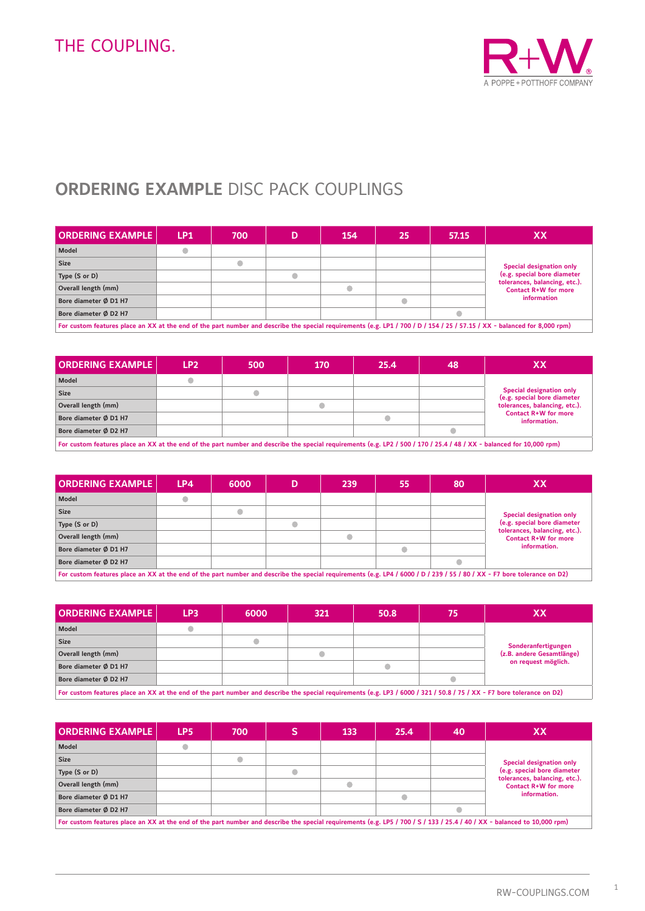THE COUPLING.

R+W A POPPE + POTTHOFF COMPANY

# ORDERING EXAMPLE DISC PACK COUPLINGS

| ORDERING EXAMPLE | LP1 | 700 | D | 154 | 25 | 57.15 | XX |
|---|---|---|---|---|---|---|---|
| Model | ● | | | | | | Special designation only (e.g. special bore diameter tolerances, balancing, etc.). Contact R+W for more information |
| Size | | ● | | | | | |
| Type (S or D) | | | ● | | | | |
| Overall length (mm) | | | | ● | | | |
| Bore diameter Ø D1 H7 | | | | | ● | | |
| Bore diameter Ø D2 H7 | | | | | | ● | |

For custom features place an XX at the end of the part number and describe the special requirements (e.g. LP1 / 700 / D / 154 / 25 / 57.15 / XX - balanced for 8,000 rpm)

| ORDERING EXAMPLE | LP2 | 500 | 170 | 25.4 | 48 | XX |
|---|---|---|---|---|---|---|
| Model | ● | | | | | Special designation only (e.g. special bore diameter tolerances, balancing, etc.). Contact R+W for more information. |
| Size | | ● | | | | |
| Overall length (mm) | | | ● | | | |
| Bore diameter Ø D1 H7 | | | | ● | | |
| Bore diameter Ø D2 H7 | | | | | ● | |

For custom features place an XX at the end of the part number and describe the special requirements (e.g. LP2 / 500 / 170 / 25.4 / 48 / XX - balanced for 10,000 rpm)

| ORDERING EXAMPLE | LP4 | 6000 | D | 239 | 55 | 80 | XX |
|---|---|---|---|---|---|---|---|
| Model | ● | | | | | | Special designation only (e.g. special bore diameter tolerances, balancing, etc.). Contact R+W for more information. |
| Size | | ● | | | | | |
| Type (S or D) | | | ● | | | | |
| Overall length (mm) | | | | ● | | | |
| Bore diameter Ø D1 H7 | | | | | ● | | |
| Bore diameter Ø D2 H7 | | | | | | ● | |

For custom features place an XX at the end of the part number and describe the special requirements (e.g. LP4 / 6000 / D / 239 / 55 / 80 / XX - F7 bore tolerance on D2)

| ORDERING EXAMPLE | LP3 | 6000 | 321 | 50.8 | 75 | XX |
|---|---|---|---|---|---|---|
| Model | ● | | | | | Sonderanfertigungen (z.B. andere Gesamtlänge) on request möglich. |
| Size | | ● | | | | |
| Overall length (mm) | | | ● | | | |
| Bore diameter Ø D1 H7 | | | | ● | | |
| Bore diameter Ø D2 H7 | | | | | ● | |

For custom features place an XX at the end of the part number and describe the special requirements (e.g. LP3 / 6000 / 321 / 50.8 / 75 / XX - F7 bore tolerance on D2)

| ORDERING EXAMPLE | LP5 | 700 | S | 133 | 25.4 | 40 | XX |
|---|---|---|---|---|---|---|---|
| Model | ● | | | | | | Special designation only (e.g. special bore diameter tolerances, balancing, etc.). Contact R+W for more information. |
| Size | | ● | | | | | |
| Type (S or D) | | | ● | | | | |
| Overall length (mm) | | | | ● | | | |
| Bore diameter Ø D1 H7 | | | | | ● | | |
| Bore diameter Ø D2 H7 | | | | | | ● | |

For custom features place an XX at the end of the part number and describe the special requirements (e.g. LP5 / 700 / S / 133 / 25.4 / 40 / XX - balanced to 10,000 rpm)

RW-COUPLINGS.COM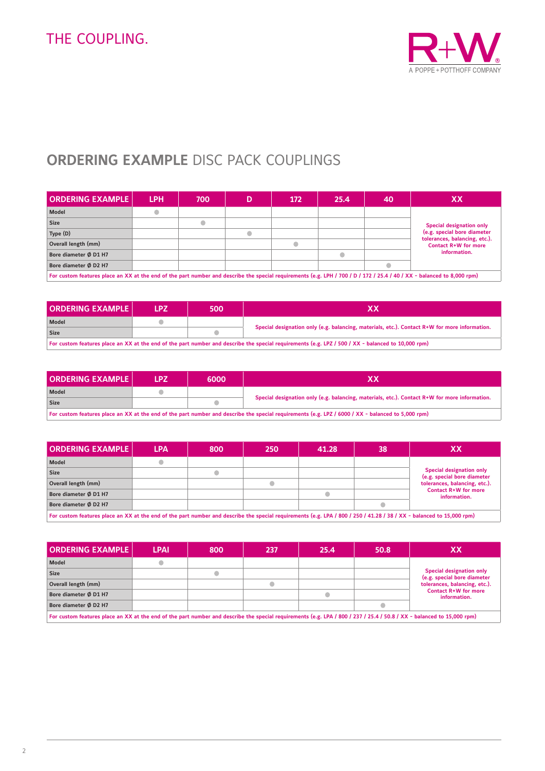# THE COUPLING.

## ORDERING EXAMPLE DISC PACK COUPLINGS

| ORDERING EXAMPLE | LPH | 700 | D | 172 | 25.4 | 40 | XX |
|---|---|---|---|---|---|---|---|
| Model | ● | | | | | | Special designation only (e.g. special bore diameter tolerances, balancing, etc.). Contact R+W for more information. |
| Size | | ● | | | | | |
| Type (D) | | | ● | | | | |
| Overall length (mm) | | | | ● | | | |
| Bore diameter Ø D1 H7 | | | | | ● | | |
| Bore diameter Ø D2 H7 | | | | | | ● | |

For custom features place an XX at the end of the part number and describe the special requirements (e.g. LPH / 700 / D / 172 / 25.4 / 40 / XX - balanced to 8,000 rpm)

| ORDERING EXAMPLE | LPZ | 500 | XX |
|---|---|---|---|
| Model | ● | | Special designation only (e.g. balancing, materials, etc.). Contact R+W for more information. |
| Size | | ● | |

For custom features place an XX at the end of the part number and describe the special requirements (e.g. LPZ / 500 / XX - balanced to 10,000 rpm)

| ORDERING EXAMPLE | LPZ | 6000 | XX |
|---|---|---|---|
| Model | ● | | Special designation only (e.g. balancing, materials, etc.). Contact R+W for more information. |
| Size | | ● | |

For custom features place an XX at the end of the part number and describe the special requirements (e.g. LPZ / 6000 / XX - balanced to 5,000 rpm)

| ORDERING EXAMPLE | LPA | 800 | 250 | 41.28 | 38 | XX |
|---|---|---|---|---|---|---|
| Model | ● | | | | | Special designation only (e.g. special bore diameter tolerances, balancing, etc.). Contact R+W for more information. |
| Size | | ● | | | | |
| Overall length (mm) | | | ● | | | |
| Bore diameter Ø D1 H7 | | | | ● | | |
| Bore diameter Ø D2 H7 | | | | | ● | |

For custom features place an XX at the end of the part number and describe the special requirements (e.g. LPA / 800 / 250 / 41.28 / 38 / XX - balanced to 15,000 rpm)

| ORDERING EXAMPLE | LPAI | 800 | 237 | 25.4 | 50.8 | XX |
|---|---|---|---|---|---|---|
| Model | ● | | | | | Special designation only (e.g. special bore diameter tolerances, balancing, etc.). Contact R+W for more information. |
| Size | | ● | | | | |
| Overall length (mm) | | | ● | | | |
| Bore diameter Ø D1 H7 | | | | ● | | |
| Bore diameter Ø D2 H7 | | | | | ● | |

For custom features place an XX at the end of the part number and describe the special requirements (e.g. LPA / 800 / 237 / 25.4 / 50.8 / XX - balanced to 15,000 rpm)